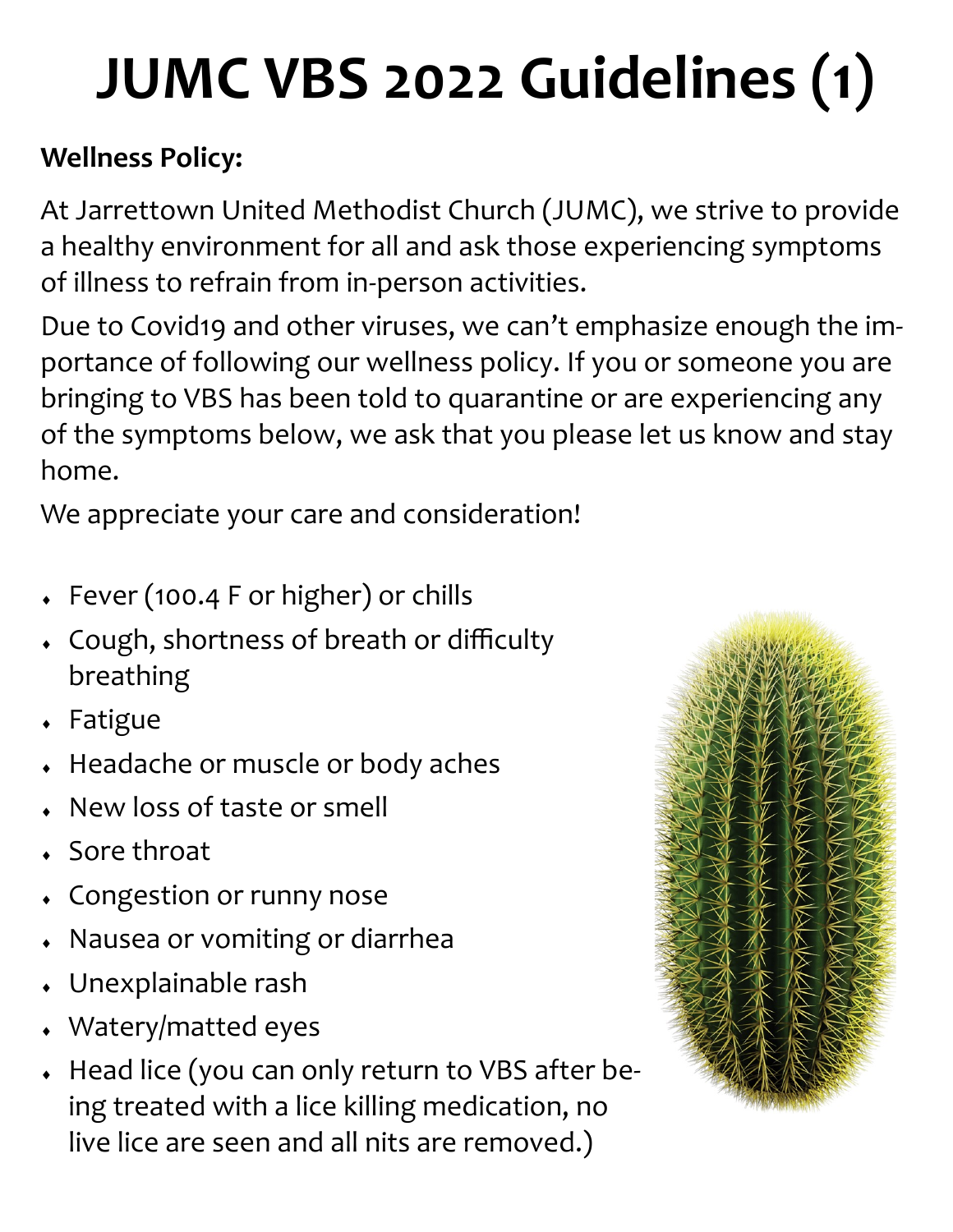# JUMC VBS 2022 Guidelines (1)

**Wellness Policy:**

At Jarrettown United Methodist Church (JUMC), we strive to provide a healthy environment for all and ask those experiencing symptoms of illness to refrain from in-person activities.

Due to Covid19 and other viruses, we can't emphasize enough the importance of following our wellness policy. If you or someone you are bringing to VBS has been told to quarantine or are experiencing any of the symptoms below, we ask that you please let us know and stay home.

We appreciate your care and consideration!

- Fever (100.4 F or higher) or chills
- Cough, shortness of breath or difficulty breathing
- Fatigue
- Headache or muscle or body aches
- New loss of taste or smell
- Sore throat
- Congestion or runny nose
- Nausea or vomiting or diarrhea
- Unexplainable rash
- Watery/matted eyes
- Head lice (you can only return to VBS after being treated with a lice killing medication, no live lice are seen and all nits are removed.)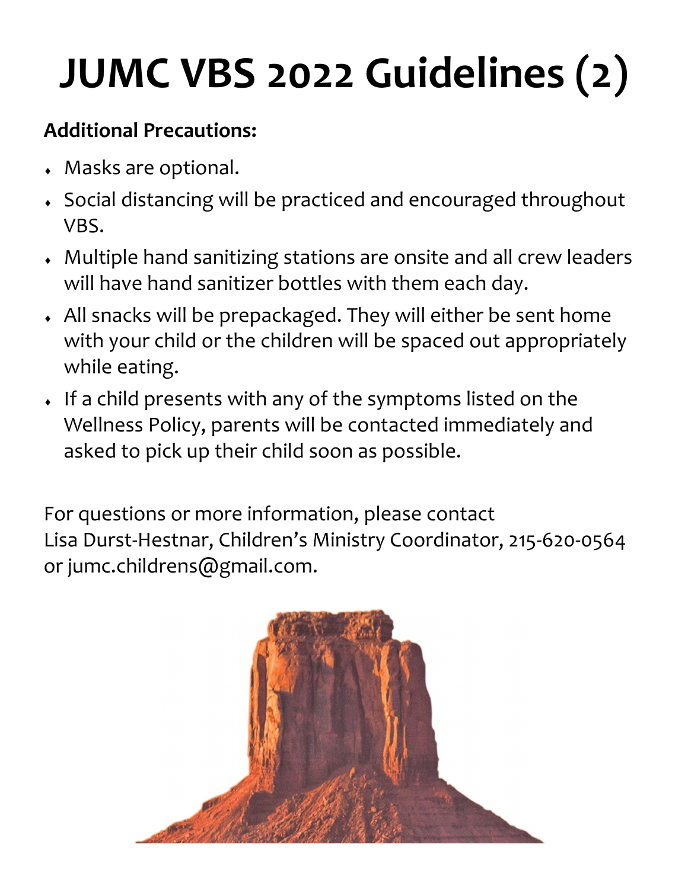# JUMC VBS 2022 Guidelines (2)

**Additional Precautions:**

- Masks are optional.
- Social distancing will be practiced and encouraged throughout VBS.
- Multiple hand sanitizing stations are onsite and all crew leaders will have hand sanitizer bottles with them each day.
- All snacks will be prepackaged. They will either be sent home with your child or the children will be spaced out appropriately while eating.
- If a child presents with any of the symptoms listed on the Wellness Policy, parents will be contacted immediately and asked to pick up their child soon as possible.

For questions or more information, please contact
Lisa Durst-Hestnar, Children's Ministry Coordinator, 215-620-0564
or jumc.childrens@gmail.com.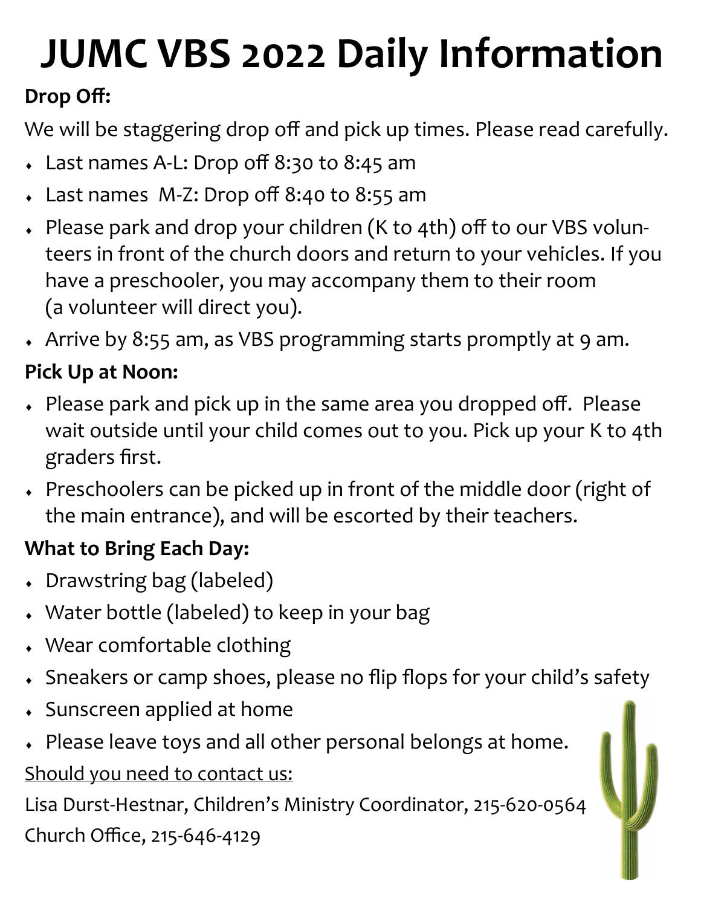# JUMC VBS 2022 Daily Information

**Drop Off:**

We will be staggering drop off and pick up times. Please read carefully.

- Last names A-L: Drop off 8:30 to 8:45 am
- Last names M-Z: Drop off 8:40 to 8:55 am
- Please park and drop your children (K to 4th) off to our VBS volunteers in front of the church doors and return to your vehicles. If you have a preschooler, you may accompany them to their room (a volunteer will direct you).
- Arrive by 8:55 am, as VBS programming starts promptly at 9 am.

**Pick Up at Noon:**

- Please park and pick up in the same area you dropped off. Please wait outside until your child comes out to you. Pick up your K to 4th graders first.
- Preschoolers can be picked up in front of the middle door (right of the main entrance), and will be escorted by their teachers.

**What to Bring Each Day:**

- Drawstring bag (labeled)
- Water bottle (labeled) to keep in your bag
- Wear comfortable clothing
- Sneakers or camp shoes, please no flip flops for your child's safety
- Sunscreen applied at home
- Please leave toys and all other personal belongs at home.

Should you need to contact us:

Lisa Durst-Hestnar, Children's Ministry Coordinator, 215-620-0564

Church Office, 215-646-4129